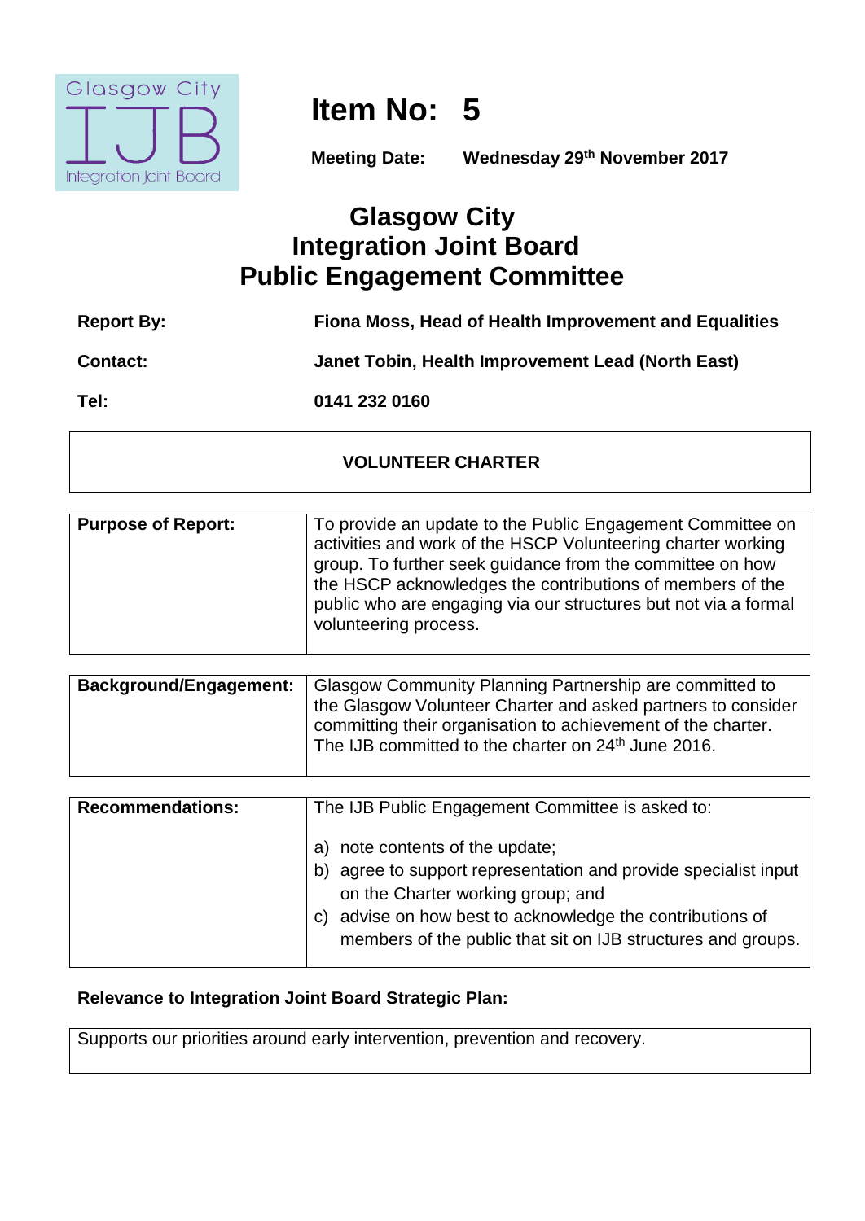# Item No: 5

**Meeting Date:** **Wednesday 29th November 2017**

## Glasgow City Integration Joint Board Public Engagement Committee

| | |
|---|---|
| **Report By:** | **Fiona Moss, Head of Health Improvement and Equalities** |
| **Contact:** | **Janet Tobin, Health Improvement Lead (North East)** |
| **Tel:** | **0141 232 0160** |

### VOLUNTEER CHARTER

| | |
|---|---|
| **Purpose of Report:** | To provide an update to the Public Engagement Committee on activities and work of the HSCP Volunteering charter working group. To further seek guidance from the committee on how the HSCP acknowledges the contributions of members of the public who are engaging via our structures but not via a formal volunteering process. |

| | |
|---|---|
| **Background/Engagement:** | Glasgow Community Planning Partnership are committed to the Glasgow Volunteer Charter and asked partners to consider committing their organisation to achievement of the charter. The IJB committed to the charter on 24th June 2016. |

| | |
|---|---|
| **Recommendations:** | The IJB Public Engagement Committee is asked to:<br><br>a) note contents of the update;<br>b) agree to support representation and provide specialist input on the Charter working group; and<br>c) advise on how best to acknowledge the contributions of members of the public that sit on IJB structures and groups. |

**Relevance to Integration Joint Board Strategic Plan:**

Supports our priorities around early intervention, prevention and recovery.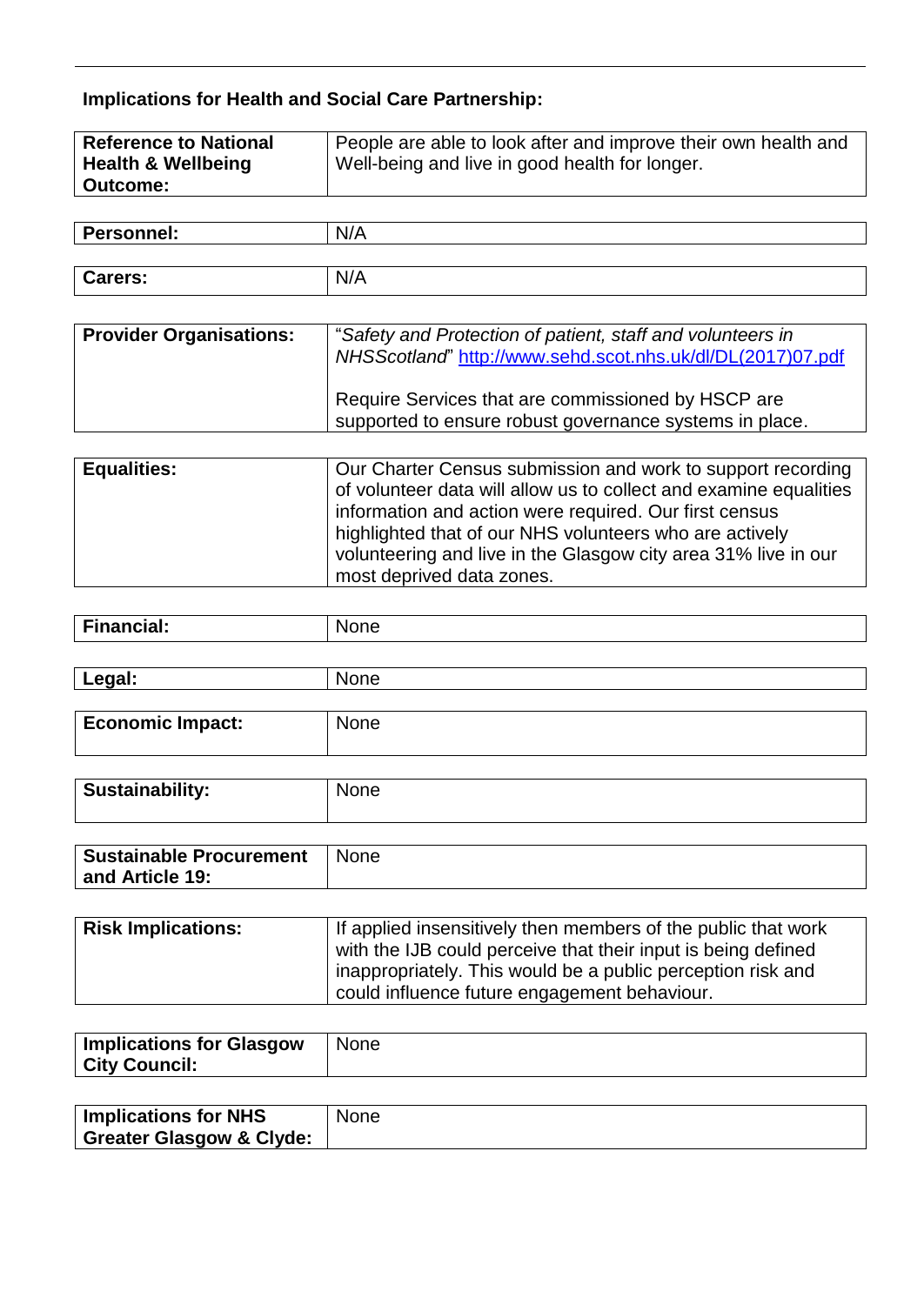**Implications for Health and Social Care Partnership:**

| | |
|---|---|
| **Reference to National Health & Wellbeing Outcome:** | People are able to look after and improve their own health and Well-being and live in good health for longer. |
| **Personnel:** | N/A |
| **Carers:** | N/A |
| **Provider Organisations:** | "*Safety and Protection of patient, staff and volunteers in NHSScotland*" [http://www.sehd.scot.nhs.uk/dl/DL(2017)07.pdf](http://www.sehd.scot.nhs.uk/dl/DL(2017)07.pdf) <br><br> Require Services that are commissioned by HSCP are supported to ensure robust governance systems in place. |
| **Equalities:** | Our Charter Census submission and work to support recording of volunteer data will allow us to collect and examine equalities information and action were required. Our first census highlighted that of our NHS volunteers who are actively volunteering and live in the Glasgow city area 31% live in our most deprived data zones. |
| **Financial:** | None |
| **Legal:** | None |
| **Economic Impact:** | None |
| **Sustainability:** | None |
| **Sustainable Procurement and Article 19:** | None |
| **Risk Implications:** | If applied insensitively then members of the public that work with the IJB could perceive that their input is being defined inappropriately. This would be a public perception risk and could influence future engagement behaviour. |
| **Implications for Glasgow City Council:** | None |
| **Implications for NHS Greater Glasgow & Clyde:** | None |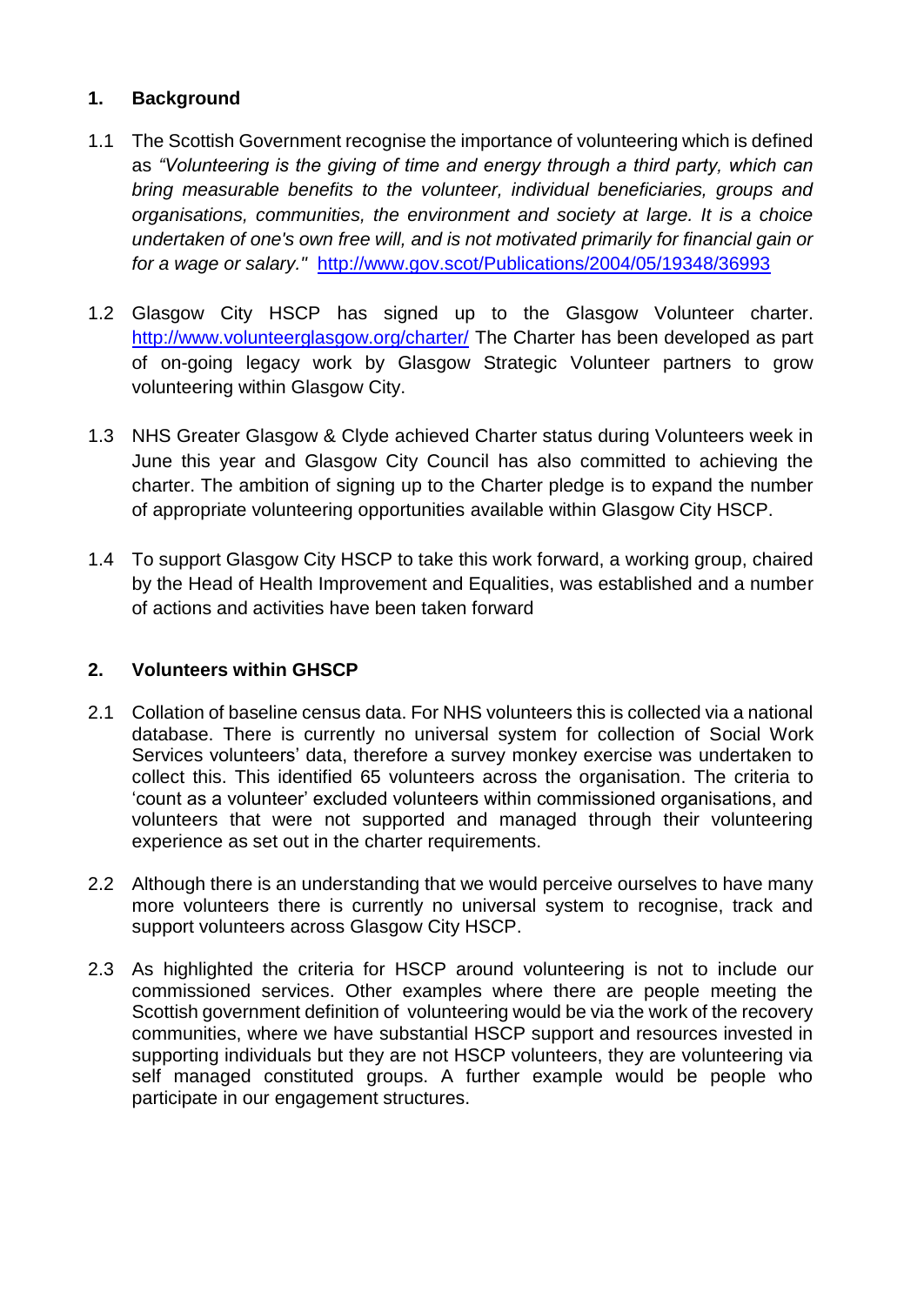## 1. Background

1.1 The Scottish Government recognise the importance of volunteering which is defined as *"Volunteering is the giving of time and energy through a third party, which can bring measurable benefits to the volunteer, individual beneficiaries, groups and organisations, communities, the environment and society at large. It is a choice undertaken of one's own free will, and is not motivated primarily for financial gain or for a wage or salary."* [http://www.gov.scot/Publications/2004/05/19348/36993](http://www.gov.scot/Publications/2004/05/19348/36993)

1.2 Glasgow City HSCP has signed up to the Glasgow Volunteer charter. [http://www.volunteerglasgow.org/charter/](http://www.volunteerglasgow.org/charter/) The Charter has been developed as part of on-going legacy work by Glasgow Strategic Volunteer partners to grow volunteering within Glasgow City.

1.3 NHS Greater Glasgow & Clyde achieved Charter status during Volunteers week in June this year and Glasgow City Council has also committed to achieving the charter. The ambition of signing up to the Charter pledge is to expand the number of appropriate volunteering opportunities available within Glasgow City HSCP.

1.4 To support Glasgow City HSCP to take this work forward, a working group, chaired by the Head of Health Improvement and Equalities, was established and a number of actions and activities have been taken forward

## 2. Volunteers within GHSCP

2.1 Collation of baseline census data. For NHS volunteers this is collected via a national database. There is currently no universal system for collection of Social Work Services volunteers' data, therefore a survey monkey exercise was undertaken to collect this. This identified 65 volunteers across the organisation. The criteria to 'count as a volunteer' excluded volunteers within commissioned organisations, and volunteers that were not supported and managed through their volunteering experience as set out in the charter requirements.

2.2 Although there is an understanding that we would perceive ourselves to have many more volunteers there is currently no universal system to recognise, track and support volunteers across Glasgow City HSCP.

2.3 As highlighted the criteria for HSCP around volunteering is not to include our commissioned services. Other examples where there are people meeting the Scottish government definition of volunteering would be via the work of the recovery communities, where we have substantial HSCP support and resources invested in supporting individuals but they are not HSCP volunteers, they are volunteering via self managed constituted groups. A further example would be people who participate in our engagement structures.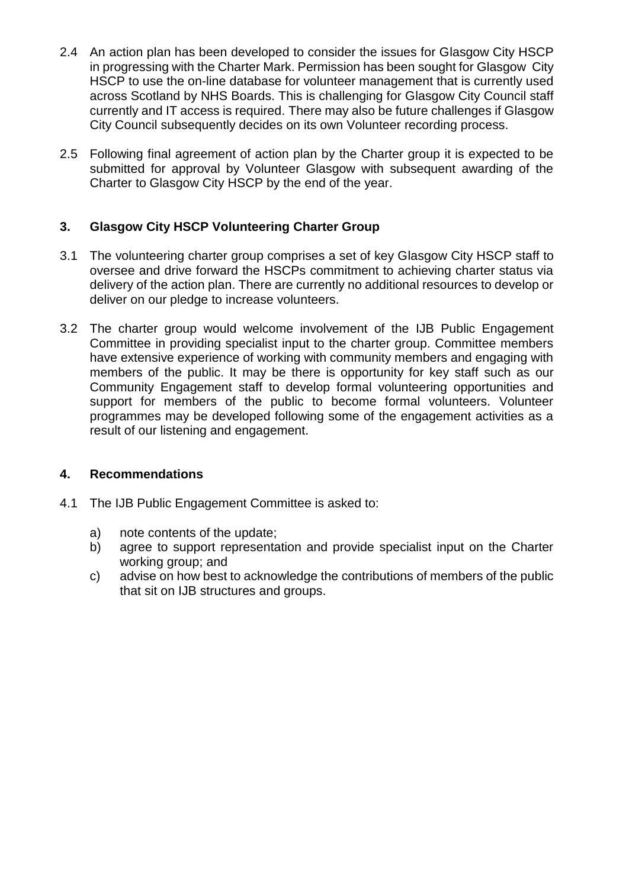2.4 An action plan has been developed to consider the issues for Glasgow City HSCP in progressing with the Charter Mark. Permission has been sought for Glasgow City HSCP to use the on-line database for volunteer management that is currently used across Scotland by NHS Boards. This is challenging for Glasgow City Council staff currently and IT access is required. There may also be future challenges if Glasgow City Council subsequently decides on its own Volunteer recording process.

2.5 Following final agreement of action plan by the Charter group it is expected to be submitted for approval by Volunteer Glasgow with subsequent awarding of the Charter to Glasgow City HSCP by the end of the year.

## 3. Glasgow City HSCP Volunteering Charter Group

3.1 The volunteering charter group comprises a set of key Glasgow City HSCP staff to oversee and drive forward the HSCPs commitment to achieving charter status via delivery of the action plan. There are currently no additional resources to develop or deliver on our pledge to increase volunteers.

3.2 The charter group would welcome involvement of the IJB Public Engagement Committee in providing specialist input to the charter group. Committee members have extensive experience of working with community members and engaging with members of the public. It may be there is opportunity for key staff such as our Community Engagement staff to develop formal volunteering opportunities and support for members of the public to become formal volunteers. Volunteer programmes may be developed following some of the engagement activities as a result of our listening and engagement.

## 4. Recommendations

4.1 The IJB Public Engagement Committee is asked to:

a) note contents of the update;
b) agree to support representation and provide specialist input on the Charter working group; and
c) advise on how best to acknowledge the contributions of members of the public that sit on IJB structures and groups.